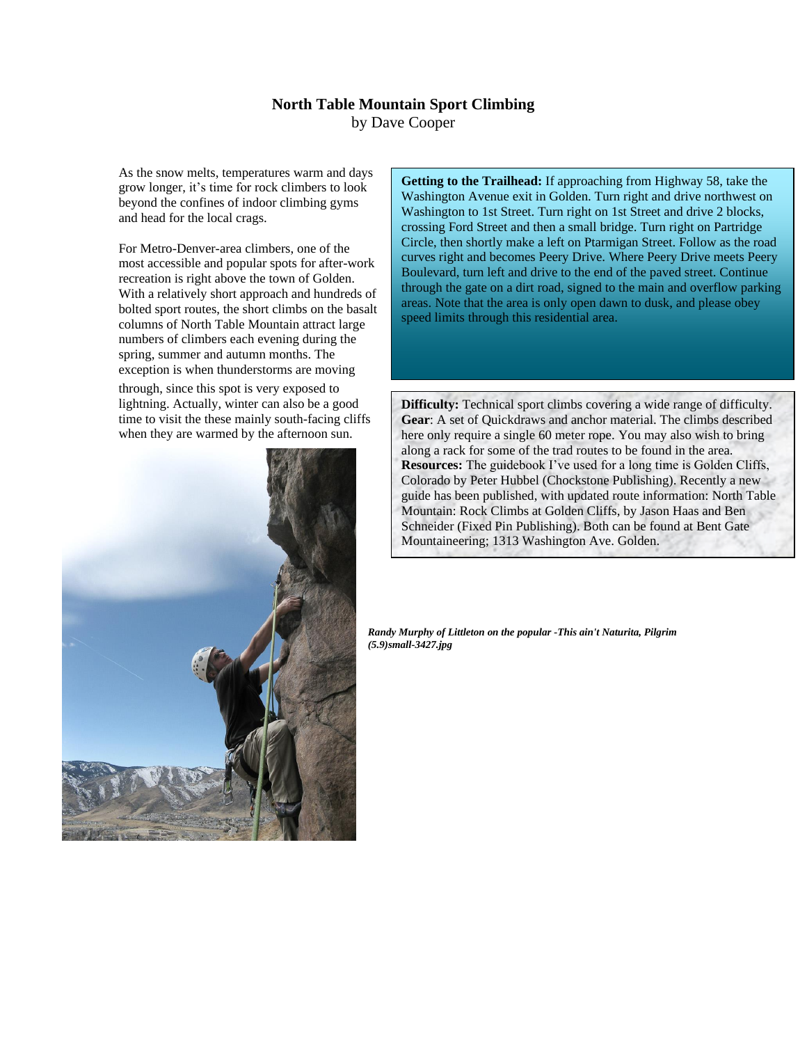# North Table Mountain Sport Climbing

by Dave Cooper

As the snow melts, temperatures warm and days grow longer, it's time for rock climbers to look beyond the confines of indoor climbing gyms and head for the local crags.

For Metro-Denver-area climbers, one of the most accessible and popular spots for after-work recreation is right above the town of Golden. With a relatively short approach and hundreds of bolted sport routes, the short climbs on the basalt columns of North Table Mountain attract large numbers of climbers each evening during the spring, summer and autumn months. The exception is when thunderstorms are moving through, since this spot is very exposed to lightning. Actually, winter can also be a good time to visit the these mainly south-facing cliffs when they are warmed by the afternoon sun.

**Getting to the Trailhead:** If approaching from Highway 58, take the Washington Avenue exit in Golden. Turn right and drive northwest on Washington to 1st Street. Turn right on 1st Street and drive 2 blocks, crossing Ford Street and then a small bridge. Turn right on Partridge Circle, then shortly make a left on Ptarmigan Street. Follow as the road curves right and becomes Peery Drive. Where Peery Drive meets Peery Boulevard, turn left and drive to the end of the paved street. Continue through the gate on a dirt road, signed to the main and overflow parking areas. Note that the area is only open dawn to dusk, and please obey speed limits through this residential area.

**Difficulty:** Technical sport climbs covering a wide range of difficulty.
**Gear**: A set of Quickdraws and anchor material. The climbs described here only require a single 60 meter rope. You may also wish to bring along a rack for some of the trad routes to be found in the area.
**Resources:** The guidebook I've used for a long time is Golden Cliffs, Colorado by Peter Hubbel (Chockstone Publishing). Recently a new guide has been published, with updated route information: North Table Mountain: Rock Climbs at Golden Cliffs, by Jason Haas and Ben Schneider (Fixed Pin Publishing). Both can be found at Bent Gate Mountaineering; 1313 Washington Ave. Golden.

***Randy Murphy of Littleton on the popular -This ain't Naturita, Pilgrim (5.9)small-3427.jpg***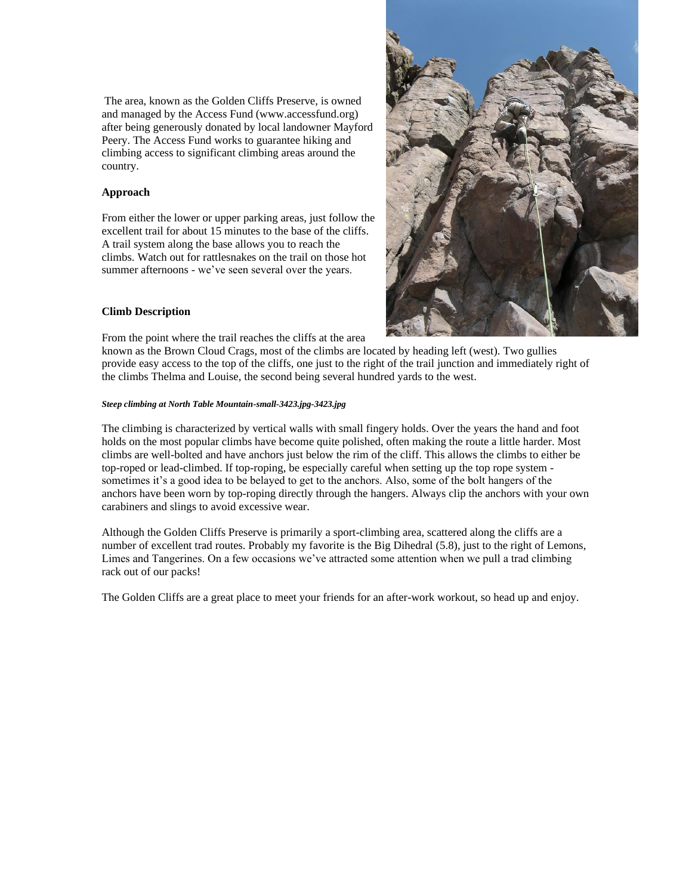The area, known as the Golden Cliffs Preserve, is owned and managed by the Access Fund (www.accessfund.org) after being generously donated by local landowner Mayford Peery. The Access Fund works to guarantee hiking and climbing access to significant climbing areas around the country.

**Approach**

From either the lower or upper parking areas, just follow the excellent trail for about 15 minutes to the base of the cliffs. A trail system along the base allows you to reach the climbs. Watch out for rattlesnakes on the trail on those hot summer afternoons - we've seen several over the years.

**Climb Description**

From the point where the trail reaches the cliffs at the area known as the Brown Cloud Crags, most of the climbs are located by heading left (west). Two gullies provide easy access to the top of the cliffs, one just to the right of the trail junction and immediately right of the climbs Thelma and Louise, the second being several hundred yards to the west.

***Steep climbing at North Table Mountain-small-3423.jpg-3423.jpg***

The climbing is characterized by vertical walls with small fingery holds. Over the years the hand and foot holds on the most popular climbs have become quite polished, often making the route a little harder. Most climbs are well-bolted and have anchors just below the rim of the cliff. This allows the climbs to either be top-roped or lead-climbed. If top-roping, be especially careful when setting up the top rope system - sometimes it's a good idea to be belayed to get to the anchors. Also, some of the bolt hangers of the anchors have been worn by top-roping directly through the hangers. Always clip the anchors with your own carabiners and slings to avoid excessive wear.

Although the Golden Cliffs Preserve is primarily a sport-climbing area, scattered along the cliffs are a number of excellent trad routes. Probably my favorite is the Big Dihedral (5.8), just to the right of Lemons, Limes and Tangerines. On a few occasions we've attracted some attention when we pull a trad climbing rack out of our packs!

The Golden Cliffs are a great place to meet your friends for an after-work workout, so head up and enjoy.